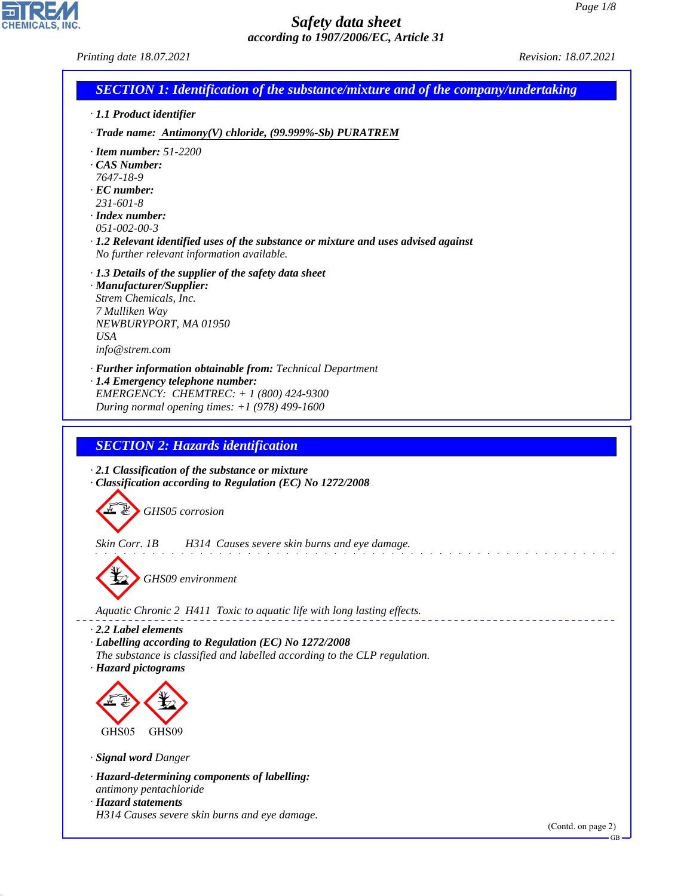# Safety data sheet

**according to 1907/2006/EC, Article 31**

*Printing date 18.07.2021* *Revision: 18.07.2021*

## SECTION 1: Identification of the substance/mixture and of the company/undertaking

· **1.1 Product identifier**

· **Trade name:** **Antimony(V) chloride, (99.999%-Sb) PURATREM**

· **Item number:** 51-2200
· **CAS Number:**
7647-18-9
· **EC number:**
231-601-8
· **Index number:**
051-002-00-3
· **1.2 Relevant identified uses of the substance or mixture and uses advised against**
No further relevant information available.

· **1.3 Details of the supplier of the safety data sheet**
· **Manufacturer/Supplier:**
Strem Chemicals, Inc.
7 Mulliken Way
NEWBURYPORT, MA 01950
USA
info@strem.com

· **Further information obtainable from:** Technical Department
· **1.4 Emergency telephone number:**
EMERGENCY: CHEMTREC: + 1 (800) 424-9300
During normal opening times: +1 (978) 499-1600

## SECTION 2: Hazards identification

· **2.1 Classification of the substance or mixture**
· **Classification according to Regulation (EC) No 1272/2008**

GHS05 corrosion

Skin Corr. 1B H314 Causes severe skin burns and eye damage.

GHS09 environment

Aquatic Chronic 2 H411 Toxic to aquatic life with long lasting effects.

· **2.2 Label elements**
· **Labelling according to Regulation (EC) No 1272/2008**
The substance is classified and labelled according to the CLP regulation.
· **Hazard pictograms**

GHS05 GHS09

· **Signal word** Danger

· **Hazard-determining components of labelling:**
antimony pentachloride
· **Hazard statements**
H314 Causes severe skin burns and eye damage.

(Contd. on page 2)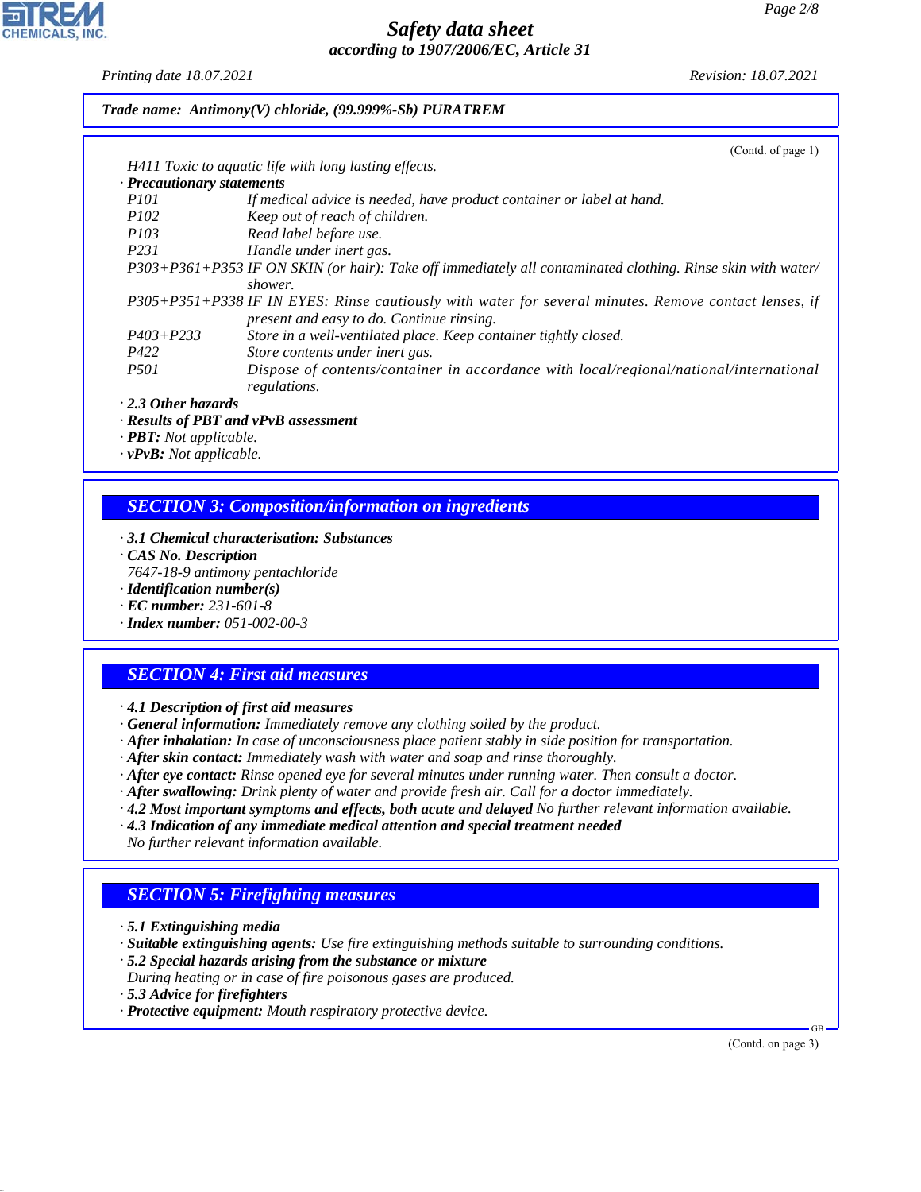**Trade name: Antimony(V) chloride, (99.999%-Sb) PURATREM**

(Contd. of page 1)

H411 Toxic to aquatic life with long lasting effects.

· **Precautionary statements**

| | |
|---|---|
| P101 | If medical advice is needed, have product container or label at hand. |
| P102 | Keep out of reach of children. |
| P103 | Read label before use. |
| P231 | Handle under inert gas. |
| P303+P361+P353 | IF ON SKIN (or hair): Take off immediately all contaminated clothing. Rinse skin with water/shower. |
| P305+P351+P338 | IF IN EYES: Rinse cautiously with water for several minutes. Remove contact lenses, if present and easy to do. Continue rinsing. |
| P403+P233 | Store in a well-ventilated place. Keep container tightly closed. |
| P422 | Store contents under inert gas. |
| P501 | Dispose of contents/container in accordance with local/regional/national/international regulations. |

· **2.3 Other hazards**
· **Results of PBT and vPvB assessment**
· **PBT:** Not applicable.
· **vPvB:** Not applicable.

## SECTION 3: Composition/information on ingredients

· **3.1 Chemical characterisation: Substances**
· **CAS No. Description**
7647-18-9 antimony pentachloride
· **Identification number(s)**
· **EC number:** 231-601-8
· **Index number:** 051-002-00-3

## SECTION 4: First aid measures

· **4.1 Description of first aid measures**
· **General information:** Immediately remove any clothing soiled by the product.
· **After inhalation:** In case of unconsciousness place patient stably in side position for transportation.
· **After skin contact:** Immediately wash with water and soap and rinse thoroughly.
· **After eye contact:** Rinse opened eye for several minutes under running water. Then consult a doctor.
· **After swallowing:** Drink plenty of water and provide fresh air. Call for a doctor immediately.
· **4.2 Most important symptoms and effects, both acute and delayed** No further relevant information available.
· **4.3 Indication of any immediate medical attention and special treatment needed**
No further relevant information available.

## SECTION 5: Firefighting measures

· **5.1 Extinguishing media**
· **Suitable extinguishing agents:** Use fire extinguishing methods suitable to surrounding conditions.
· **5.2 Special hazards arising from the substance or mixture**
During heating or in case of fire poisonous gases are produced.
· **5.3 Advice for firefighters**
· **Protective equipment:** Mouth respiratory protective device.

(Contd. on page 3)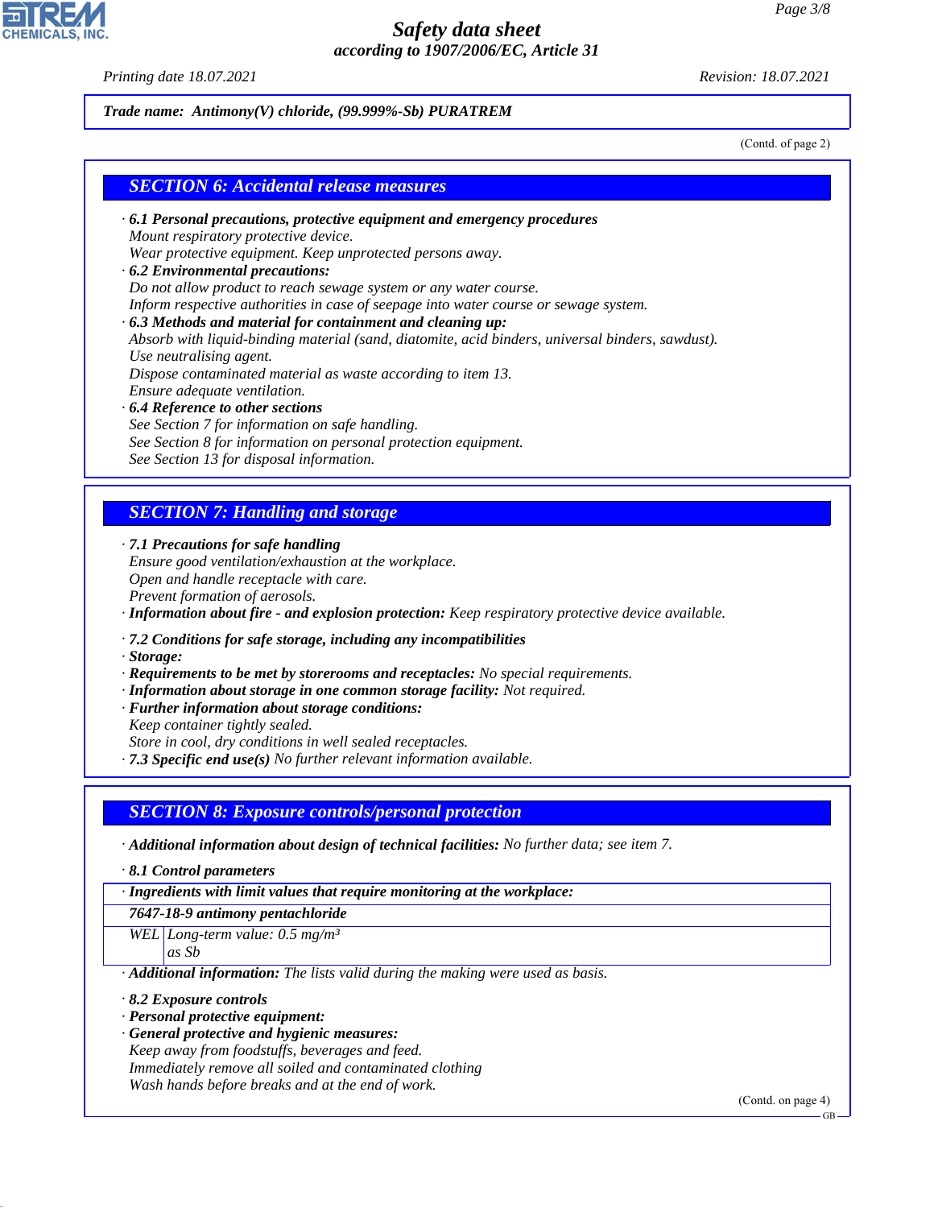**Trade name: Antimony(V) chloride, (99.999%-Sb) PURATREM**

(Contd. of page 2)

## SECTION 6: Accidental release measures

· **6.1 Personal precautions, protective equipment and emergency procedures**
Mount respiratory protective device.
Wear protective equipment. Keep unprotected persons away.

· **6.2 Environmental precautions:**
Do not allow product to reach sewage system or any water course.
Inform respective authorities in case of seepage into water course or sewage system.

· **6.3 Methods and material for containment and cleaning up:**
Absorb with liquid-binding material (sand, diatomite, acid binders, universal binders, sawdust).
Use neutralising agent.
Dispose contaminated material as waste according to item 13.
Ensure adequate ventilation.

· **6.4 Reference to other sections**
See Section 7 for information on safe handling.
See Section 8 for information on personal protection equipment.
See Section 13 for disposal information.

## SECTION 7: Handling and storage

· **7.1 Precautions for safe handling**
Ensure good ventilation/exhaustion at the workplace.
Open and handle receptacle with care.
Prevent formation of aerosols.

· **Information about fire - and explosion protection:** Keep respiratory protective device available.

· **7.2 Conditions for safe storage, including any incompatibilities**
· **Storage:**
· **Requirements to be met by storerooms and receptacles:** No special requirements.
· **Information about storage in one common storage facility:** Not required.
· **Further information about storage conditions:**
Keep container tightly sealed.
Store in cool, dry conditions in well sealed receptacles.
· **7.3 Specific end use(s)** No further relevant information available.

## SECTION 8: Exposure controls/personal protection

· **Additional information about design of technical facilities:** No further data; see item 7.

· **8.1 Control parameters**

| · Ingredients with limit values that require monitoring at the workplace: | |
|---|---|
| **7647-18-9 antimony pentachloride** | |
| WEL | Long-term value: 0.5 mg/m³ as Sb |

· **Additional information:** The lists valid during the making were used as basis.

· **8.2 Exposure controls**
· **Personal protective equipment:**
· **General protective and hygienic measures:**
Keep away from foodstuffs, beverages and feed.
Immediately remove all soiled and contaminated clothing
Wash hands before breaks and at the end of work.

(Contd. on page 4)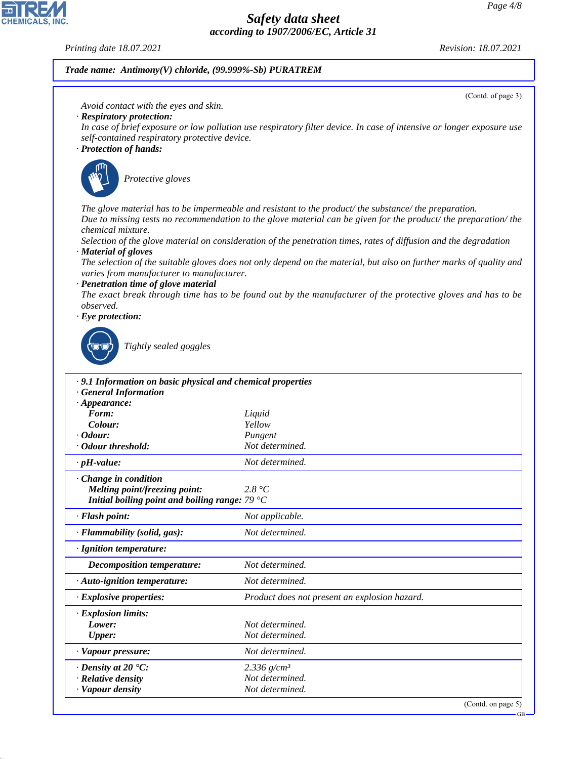**Trade name: Antimony(V) chloride, (99.999%-Sb) PURATREM**

(Contd. of page 3)

Avoid contact with the eyes and skin.

· **Respiratory protection:**
In case of brief exposure or low pollution use respiratory filter device. In case of intensive or longer exposure use self-contained respiratory protective device.

· **Protection of hands:**

Protective gloves

The glove material has to be impermeable and resistant to the product/ the substance/ the preparation.
Due to missing tests no recommendation to the glove material can be given for the product/ the preparation/ the chemical mixture.
Selection of the glove material on consideration of the penetration times, rates of diffusion and the degradation

· **Material of gloves**
The selection of the suitable gloves does not only depend on the material, but also on further marks of quality and varies from manufacturer to manufacturer.

· **Penetration time of glove material**
The exact break through time has to be found out by the manufacturer of the protective gloves and has to be observed.

· **Eye protection:**

Tightly sealed goggles

· **9.1 Information on basic physical and chemical properties**

· **General Information**

| · **Appearance:** | |
|---|---|
| **Form:** | Liquid |
| **Colour:** | Yellow |
| · **Odour:** | Pungent |
| · **Odour threshold:** | Not determined. |
| · **pH-value:** | Not determined. |
| · **Change in condition** | |
| **Melting point/freezing point:** | 2.8 °C |
| **Initial boiling point and boiling range:** | 79 °C |
| · **Flash point:** | Not applicable. |
| · **Flammability (solid, gas):** | Not determined. |
| · **Ignition temperature:** | |
| **Decomposition temperature:** | Not determined. |
| · **Auto-ignition temperature:** | Not determined. |
| · **Explosive properties:** | Product does not present an explosion hazard. |
| · **Explosion limits:** | |
| **Lower:** | Not determined. |
| **Upper:** | Not determined. |
| · **Vapour pressure:** | Not determined. |
| · **Density at 20 °C:** | 2.336 g/cm³ |
| · **Relative density** | Not determined. |
| · **Vapour density** | Not determined. |

(Contd. on page 5)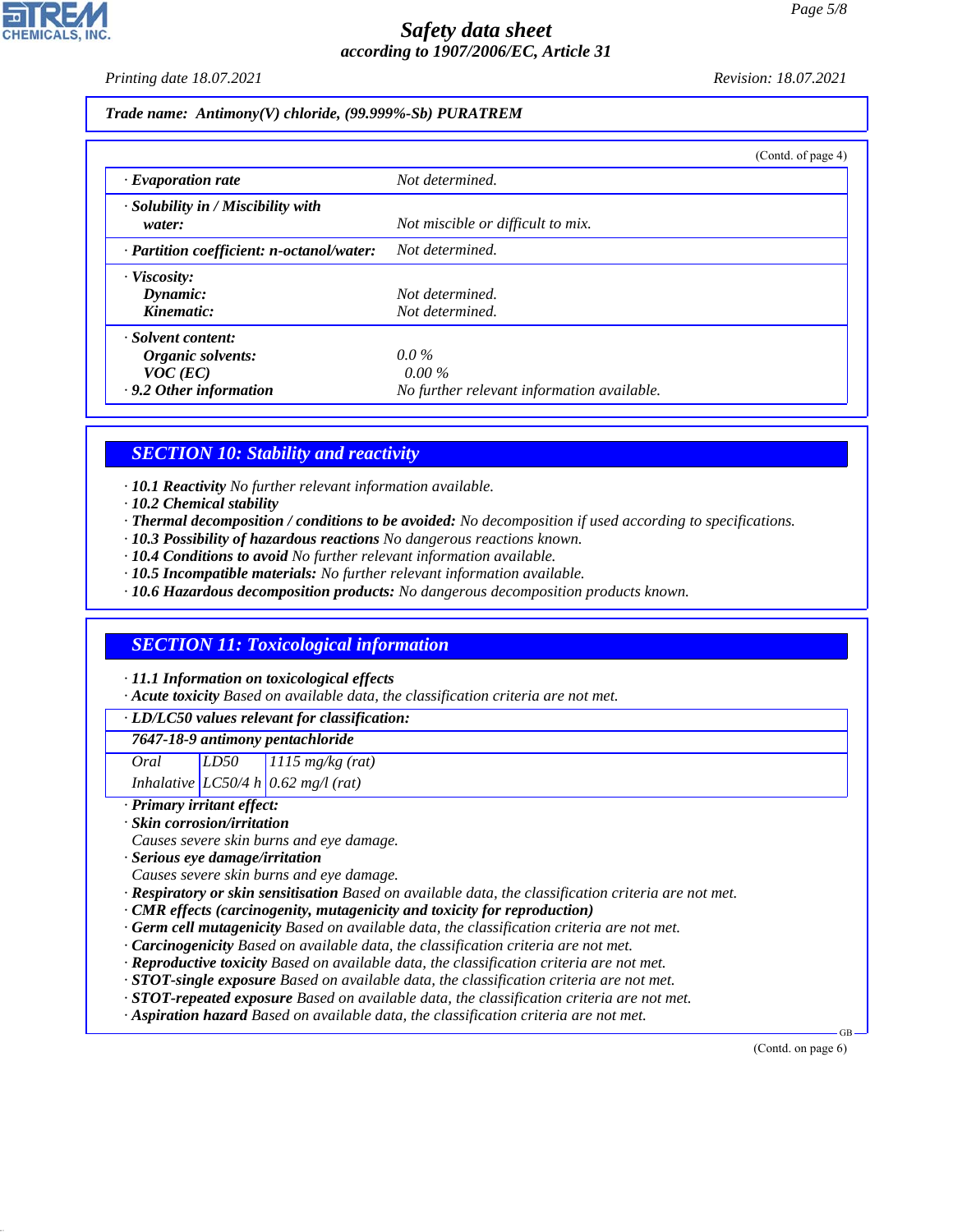Trade name: Antimony(V) chloride, (99.999%-Sb) PURATREM

(Contd. of page 4)

| | |
|---|---|
| · **Evaporation rate** | Not determined. |
| · **Solubility in / Miscibility with water:** | Not miscible or difficult to mix. |
| · **Partition coefficient: n-octanol/water:** | Not determined. |
| · **Viscosity:** | |
| **Dynamic:** | Not determined. |
| **Kinematic:** | Not determined. |
| · **Solvent content:** | |
| **Organic solvents:** | 0.0 % |
| **VOC (EC)** | 0.00 % |
| · **9.2 Other information** | No further relevant information available. |

## SECTION 10: Stability and reactivity

· **10.1 Reactivity** No further relevant information available.
· **10.2 Chemical stability**
· **Thermal decomposition / conditions to be avoided:** No decomposition if used according to specifications.
· **10.3 Possibility of hazardous reactions** No dangerous reactions known.
· **10.4 Conditions to avoid** No further relevant information available.
· **10.5 Incompatible materials:** No further relevant information available.
· **10.6 Hazardous decomposition products:** No dangerous decomposition products known.

## SECTION 11: Toxicological information

· **11.1 Information on toxicological effects**
· **Acute toxicity** Based on available data, the classification criteria are not met.

· **LD/LC50 values relevant for classification:**

**7647-18-9 antimony pentachloride**

| | | |
|---|---|---|
| Oral | LD50 | 1115 mg/kg (rat) |
| Inhalative | LC50/4 h | 0.62 mg/l (rat) |

· **Primary irritant effect:**
· **Skin corrosion/irritation**
Causes severe skin burns and eye damage.
· **Serious eye damage/irritation**
Causes severe skin burns and eye damage.
· **Respiratory or skin sensitisation** Based on available data, the classification criteria are not met.
· **CMR effects (carcinogenity, mutagenicity and toxicity for reproduction)**
· **Germ cell mutagenicity** Based on available data, the classification criteria are not met.
· **Carcinogenicity** Based on available data, the classification criteria are not met.
· **Reproductive toxicity** Based on available data, the classification criteria are not met.
· **STOT-single exposure** Based on available data, the classification criteria are not met.
· **STOT-repeated exposure** Based on available data, the classification criteria are not met.
· **Aspiration hazard** Based on available data, the classification criteria are not met.

(Contd. on page 6)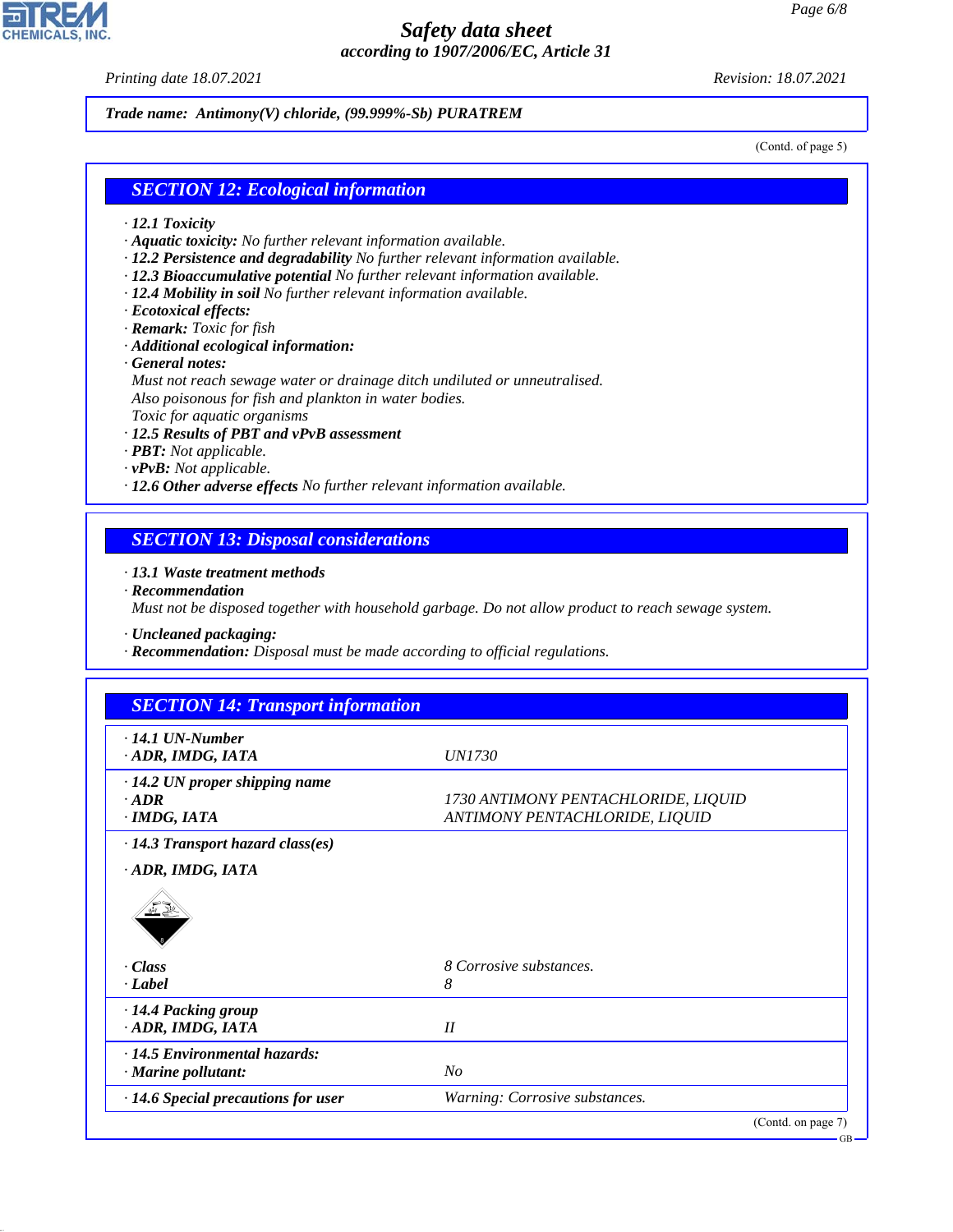Trade name: Antimony(V) chloride, (99.999%-Sb) PURATREM

(Contd. of page 5)

## SECTION 12: Ecological information

· **12.1 Toxicity**
· **Aquatic toxicity:** No further relevant information available.
· **12.2 Persistence and degradability** No further relevant information available.
· **12.3 Bioaccumulative potential** No further relevant information available.
· **12.4 Mobility in soil** No further relevant information available.
· **Ecotoxical effects:**
· **Remark:** Toxic for fish
· **Additional ecological information:**
· **General notes:**
Must not reach sewage water or drainage ditch undiluted or unneutralised.
Also poisonous for fish and plankton in water bodies.
Toxic for aquatic organisms
· **12.5 Results of PBT and vPvB assessment**
· **PBT:** Not applicable.
· **vPvB:** Not applicable.
· **12.6 Other adverse effects** No further relevant information available.

## SECTION 13: Disposal considerations

· **13.1 Waste treatment methods**
· **Recommendation**
Must not be disposed together with household garbage. Do not allow product to reach sewage system.

· **Uncleaned packaging:**
· **Recommendation:** Disposal must be made according to official regulations.

## SECTION 14: Transport information

| | |
|---|---|
| · **14.1 UN-Number** | |
| · **ADR, IMDG, IATA** | UN1730 |
| · **14.2 UN proper shipping name** | |
| · **ADR** | 1730 ANTIMONY PENTACHLORIDE, LIQUID |
| · **IMDG, IATA** | ANTIMONY PENTACHLORIDE, LIQUID |
| · **14.3 Transport hazard class(es)** | |
| · **ADR, IMDG, IATA** | |
| · **Class** | 8 Corrosive substances. |
| · **Label** | 8 |
| · **14.4 Packing group** | |
| · **ADR, IMDG, IATA** | II |
| · **14.5 Environmental hazards:** | |
| · **Marine pollutant:** | No |
| · **14.6 Special precautions for user** | Warning: Corrosive substances. |

(Contd. on page 7)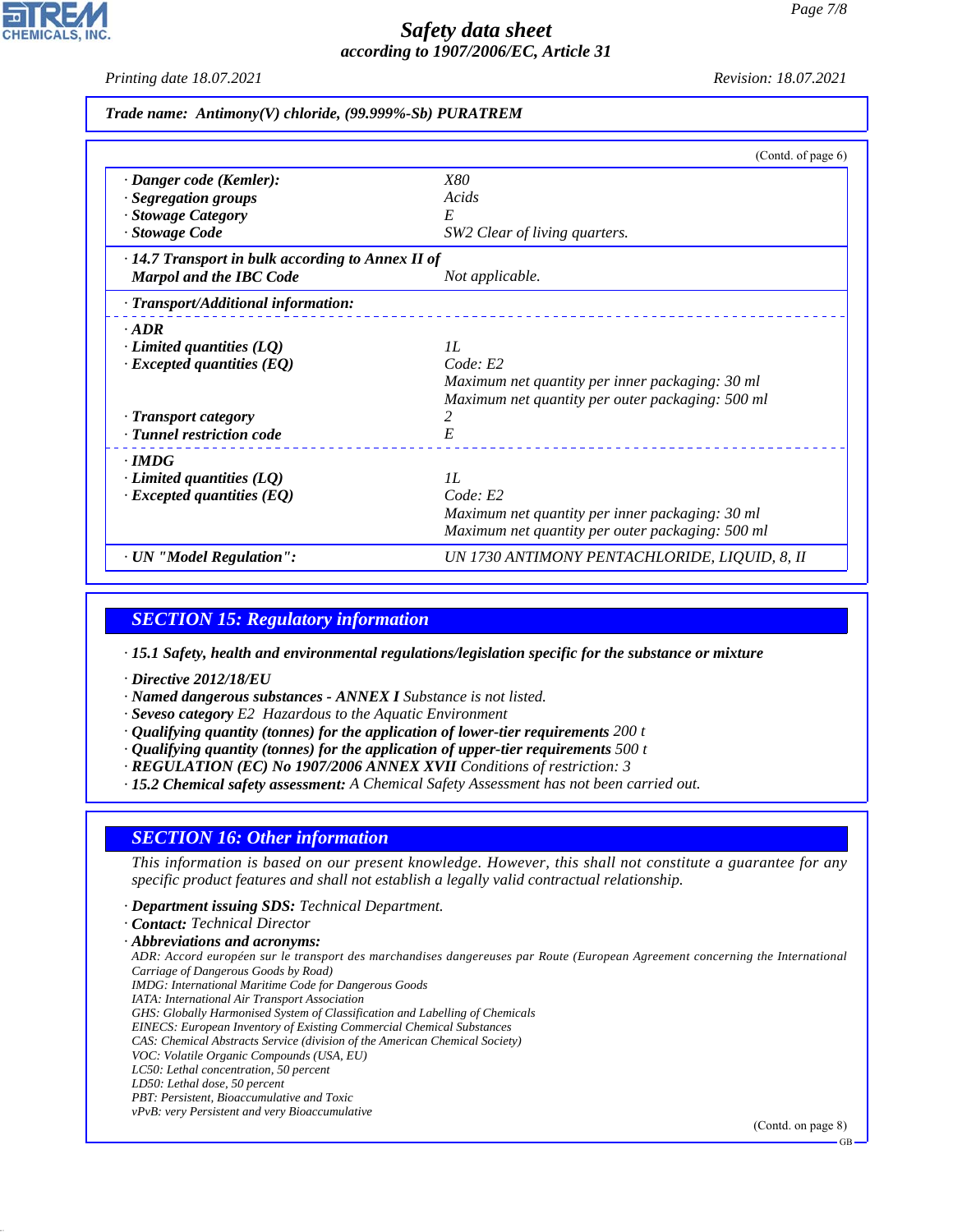**Trade name: Antimony(V) chloride, (99.999%-Sb) PURATREM**

(Contd. of page 6)

| | |
|---|---|
| · **Danger code (Kemler):** | X80 |
| · **Segregation groups** | Acids |
| · **Stowage Category** | E |
| · **Stowage Code** | SW2 Clear of living quarters. |
| · **14.7 Transport in bulk according to Annex II of Marpol and the IBC Code** | Not applicable. |
| · **Transport/Additional information:** | |
| · **ADR** | |
| · **Limited quantities (LQ)** | 1L |
| · **Excepted quantities (EQ)** | Code: E2<br>Maximum net quantity per inner packaging: 30 ml<br>Maximum net quantity per outer packaging: 500 ml |
| · **Transport category** | 2 |
| · **Tunnel restriction code** | E |
| · **IMDG** | |
| · **Limited quantities (LQ)** | 1L |
| · **Excepted quantities (EQ)** | Code: E2<br>Maximum net quantity per inner packaging: 30 ml<br>Maximum net quantity per outer packaging: 500 ml |
| · **UN "Model Regulation":** | UN 1730 ANTIMONY PENTACHLORIDE, LIQUID, 8, II |

## SECTION 15: Regulatory information

· **15.1 Safety, health and environmental regulations/legislation specific for the substance or mixture**

· **Directive 2012/18/EU**
· **Named dangerous substances - ANNEX I** Substance is not listed.
· **Seveso category** E2 Hazardous to the Aquatic Environment
· **Qualifying quantity (tonnes) for the application of lower-tier requirements** 200 t
· **Qualifying quantity (tonnes) for the application of upper-tier requirements** 500 t
· **REGULATION (EC) No 1907/2006 ANNEX XVII** Conditions of restriction: 3
· **15.2 Chemical safety assessment:** A Chemical Safety Assessment has not been carried out.

## SECTION 16: Other information

This information is based on our present knowledge. However, this shall not constitute a guarantee for any specific product features and shall not establish a legally valid contractual relationship.

· **Department issuing SDS:** Technical Department.
· **Contact:** Technical Director
· **Abbreviations and acronyms:**
ADR: Accord européen sur le transport des marchandises dangereuses par Route (European Agreement concerning the International Carriage of Dangerous Goods by Road)
IMDG: International Maritime Code for Dangerous Goods
IATA: International Air Transport Association
GHS: Globally Harmonised System of Classification and Labelling of Chemicals
EINECS: European Inventory of Existing Commercial Chemical Substances
CAS: Chemical Abstracts Service (division of the American Chemical Society)
VOC: Volatile Organic Compounds (USA, EU)
LC50: Lethal concentration, 50 percent
LD50: Lethal dose, 50 percent
PBT: Persistent, Bioaccumulative and Toxic
vPvB: very Persistent and very Bioaccumulative

(Contd. on page 8)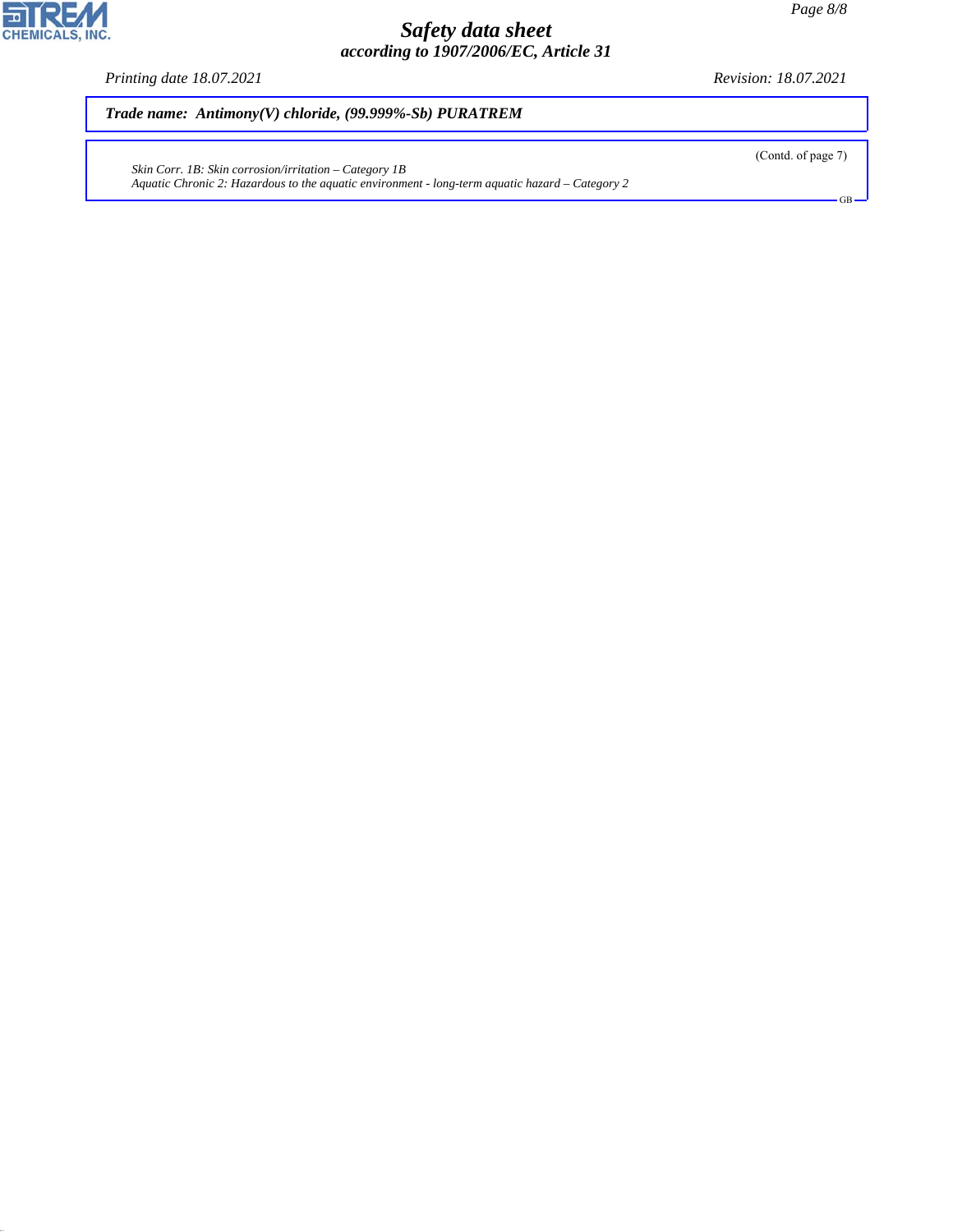**Trade name: Antimony(V) chloride, (99.999%-Sb) PURATREM**

(Contd. of page 7)

*Skin Corr. 1B: Skin corrosion/irritation – Category 1B*
*Aquatic Chronic 2: Hazardous to the aquatic environment - long-term aquatic hazard – Category 2*